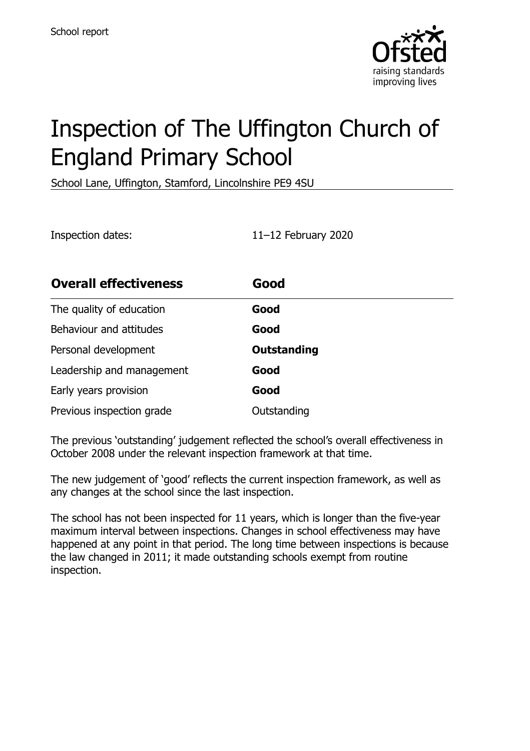School report

# Inspection of The Uffington Church of England Primary School

School Lane, Uffington, Stamford, Lincolnshire PE9 4SU

Inspection dates: 11–12 February 2020

| **Overall effectiveness** | **Good** |
| --- | --- |
| The quality of education | **Good** |
| Behaviour and attitudes | **Good** |
| Personal development | **Outstanding** |
| Leadership and management | **Good** |
| Early years provision | **Good** |
| Previous inspection grade | Outstanding |

The previous 'outstanding' judgement reflected the school's overall effectiveness in October 2008 under the relevant inspection framework at that time.

The new judgement of 'good' reflects the current inspection framework, as well as any changes at the school since the last inspection.

The school has not been inspected for 11 years, which is longer than the five-year maximum interval between inspections. Changes in school effectiveness may have happened at any point in that period. The long time between inspections is because the law changed in 2011; it made outstanding schools exempt from routine inspection.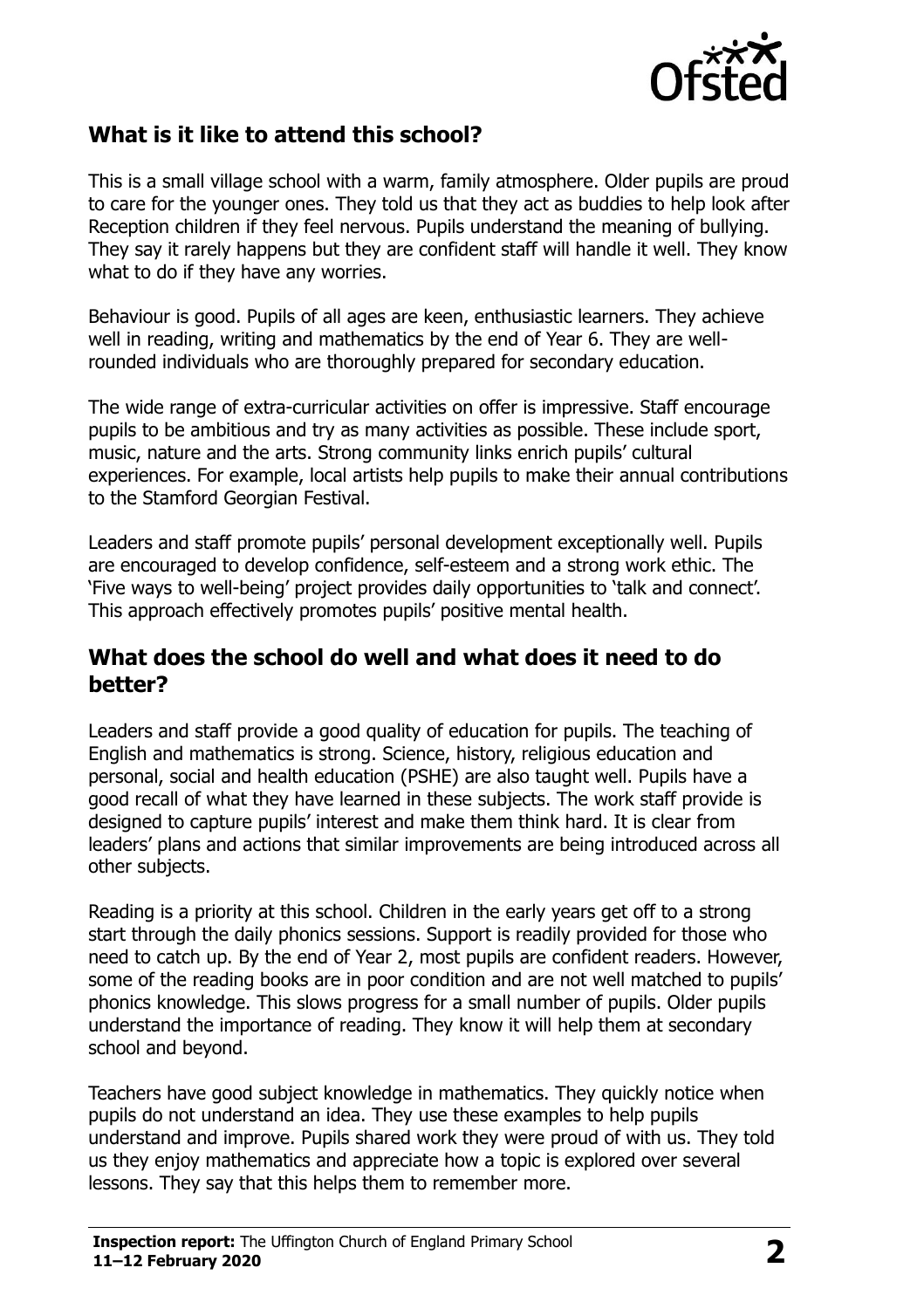## What is it like to attend this school?

This is a small village school with a warm, family atmosphere. Older pupils are proud to care for the younger ones. They told us that they act as buddies to help look after Reception children if they feel nervous. Pupils understand the meaning of bullying. They say it rarely happens but they are confident staff will handle it well. They know what to do if they have any worries.

Behaviour is good. Pupils of all ages are keen, enthusiastic learners. They achieve well in reading, writing and mathematics by the end of Year 6. They are well-rounded individuals who are thoroughly prepared for secondary education.

The wide range of extra-curricular activities on offer is impressive. Staff encourage pupils to be ambitious and try as many activities as possible. These include sport, music, nature and the arts. Strong community links enrich pupils' cultural experiences. For example, local artists help pupils to make their annual contributions to the Stamford Georgian Festival.

Leaders and staff promote pupils' personal development exceptionally well. Pupils are encouraged to develop confidence, self-esteem and a strong work ethic. The 'Five ways to well-being' project provides daily opportunities to 'talk and connect'. This approach effectively promotes pupils' positive mental health.

## What does the school do well and what does it need to do better?

Leaders and staff provide a good quality of education for pupils. The teaching of English and mathematics is strong. Science, history, religious education and personal, social and health education (PSHE) are also taught well. Pupils have a good recall of what they have learned in these subjects. The work staff provide is designed to capture pupils' interest and make them think hard. It is clear from leaders' plans and actions that similar improvements are being introduced across all other subjects.

Reading is a priority at this school. Children in the early years get off to a strong start through the daily phonics sessions. Support is readily provided for those who need to catch up. By the end of Year 2, most pupils are confident readers. However, some of the reading books are in poor condition and are not well matched to pupils' phonics knowledge. This slows progress for a small number of pupils. Older pupils understand the importance of reading. They know it will help them at secondary school and beyond.

Teachers have good subject knowledge in mathematics. They quickly notice when pupils do not understand an idea. They use these examples to help pupils understand and improve. Pupils shared work they were proud of with us. They told us they enjoy mathematics and appreciate how a topic is explored over several lessons. They say that this helps them to remember more.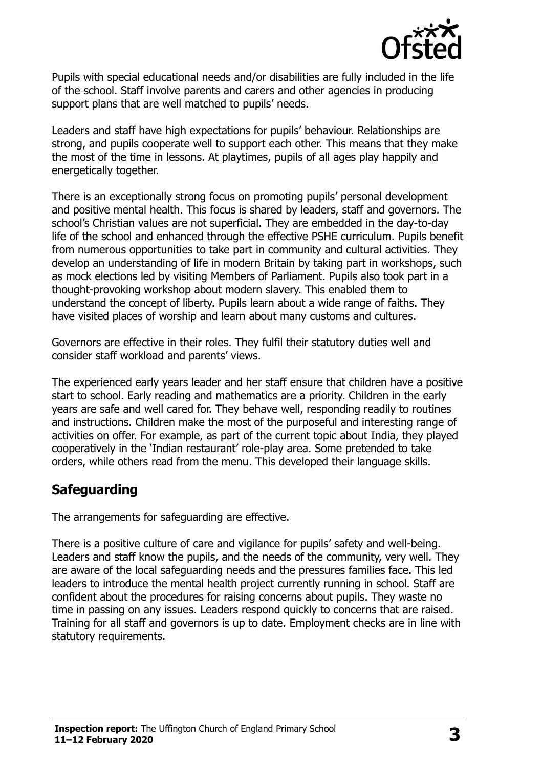Pupils with special educational needs and/or disabilities are fully included in the life of the school. Staff involve parents and carers and other agencies in producing support plans that are well matched to pupils' needs.

Leaders and staff have high expectations for pupils' behaviour. Relationships are strong, and pupils cooperate well to support each other. This means that they make the most of the time in lessons. At playtimes, pupils of all ages play happily and energetically together.

There is an exceptionally strong focus on promoting pupils' personal development and positive mental health. This focus is shared by leaders, staff and governors. The school's Christian values are not superficial. They are embedded in the day-to-day life of the school and enhanced through the effective PSHE curriculum. Pupils benefit from numerous opportunities to take part in community and cultural activities. They develop an understanding of life in modern Britain by taking part in workshops, such as mock elections led by visiting Members of Parliament. Pupils also took part in a thought-provoking workshop about modern slavery. This enabled them to understand the concept of liberty. Pupils learn about a wide range of faiths. They have visited places of worship and learn about many customs and cultures.

Governors are effective in their roles. They fulfil their statutory duties well and consider staff workload and parents' views.

The experienced early years leader and her staff ensure that children have a positive start to school. Early reading and mathematics are a priority. Children in the early years are safe and well cared for. They behave well, responding readily to routines and instructions. Children make the most of the purposeful and interesting range of activities on offer. For example, as part of the current topic about India, they played cooperatively in the 'Indian restaurant' role-play area. Some pretended to take orders, while others read from the menu. This developed their language skills.

## Safeguarding

The arrangements for safeguarding are effective.

There is a positive culture of care and vigilance for pupils' safety and well-being. Leaders and staff know the pupils, and the needs of the community, very well. They are aware of the local safeguarding needs and the pressures families face. This led leaders to introduce the mental health project currently running in school. Staff are confident about the procedures for raising concerns about pupils. They waste no time in passing on any issues. Leaders respond quickly to concerns that are raised. Training for all staff and governors is up to date. Employment checks are in line with statutory requirements.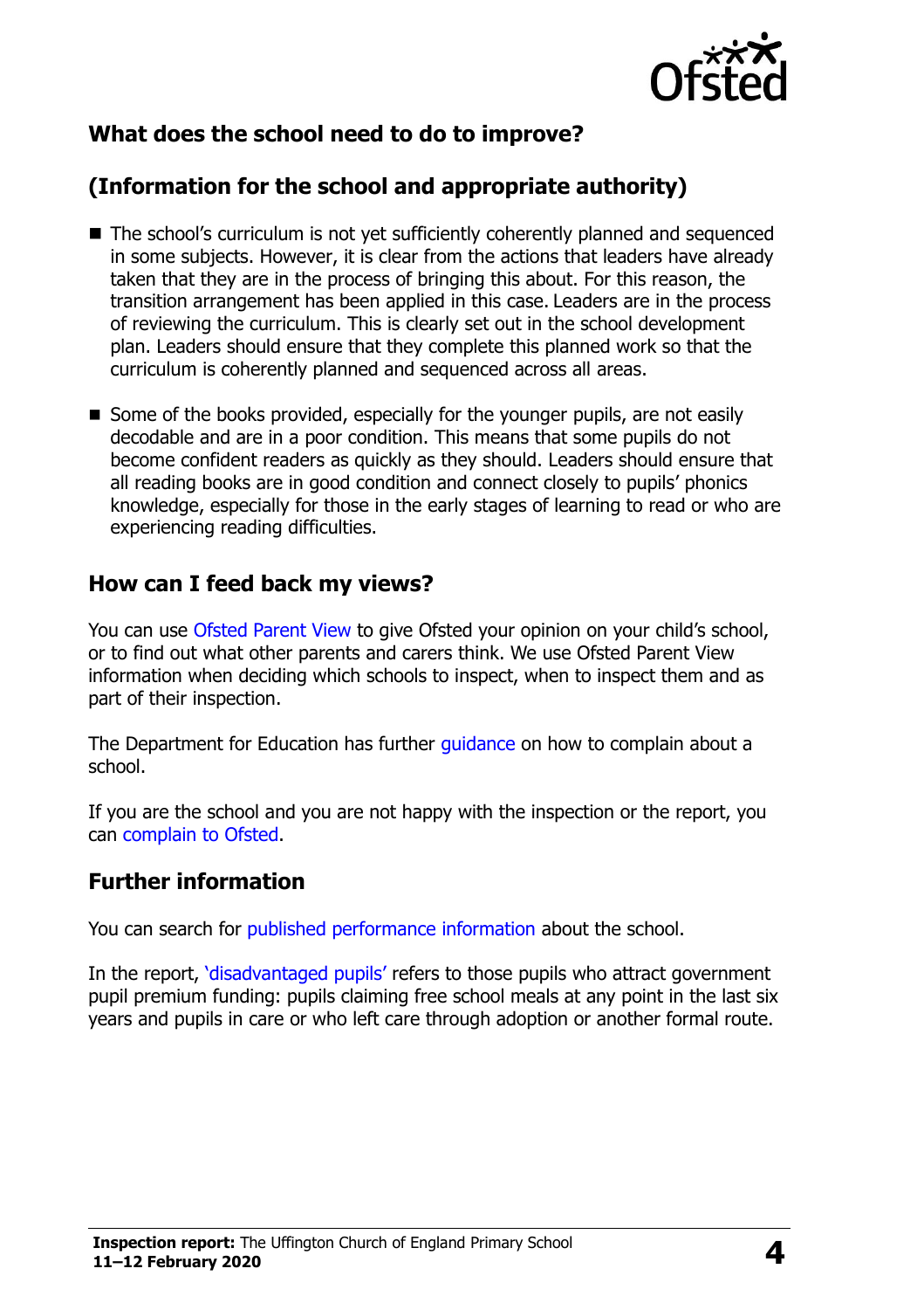## What does the school need to do to improve?

## (Information for the school and appropriate authority)

- The school's curriculum is not yet sufficiently coherently planned and sequenced in some subjects. However, it is clear from the actions that leaders have already taken that they are in the process of bringing this about. For this reason, the transition arrangement has been applied in this case. Leaders are in the process of reviewing the curriculum. This is clearly set out in the school development plan. Leaders should ensure that they complete this planned work so that the curriculum is coherently planned and sequenced across all areas.
- Some of the books provided, especially for the younger pupils, are not easily decodable and are in a poor condition. This means that some pupils do not become confident readers as quickly as they should. Leaders should ensure that all reading books are in good condition and connect closely to pupils' phonics knowledge, especially for those in the early stages of learning to read or who are experiencing reading difficulties.

## How can I feed back my views?

You can use Ofsted Parent View to give Ofsted your opinion on your child's school, or to find out what other parents and carers think. We use Ofsted Parent View information when deciding which schools to inspect, when to inspect them and as part of their inspection.

The Department for Education has further guidance on how to complain about a school.

If you are the school and you are not happy with the inspection or the report, you can complain to Ofsted.

## Further information

You can search for published performance information about the school.

In the report, 'disadvantaged pupils' refers to those pupils who attract government pupil premium funding: pupils claiming free school meals at any point in the last six years and pupils in care or who left care through adoption or another formal route.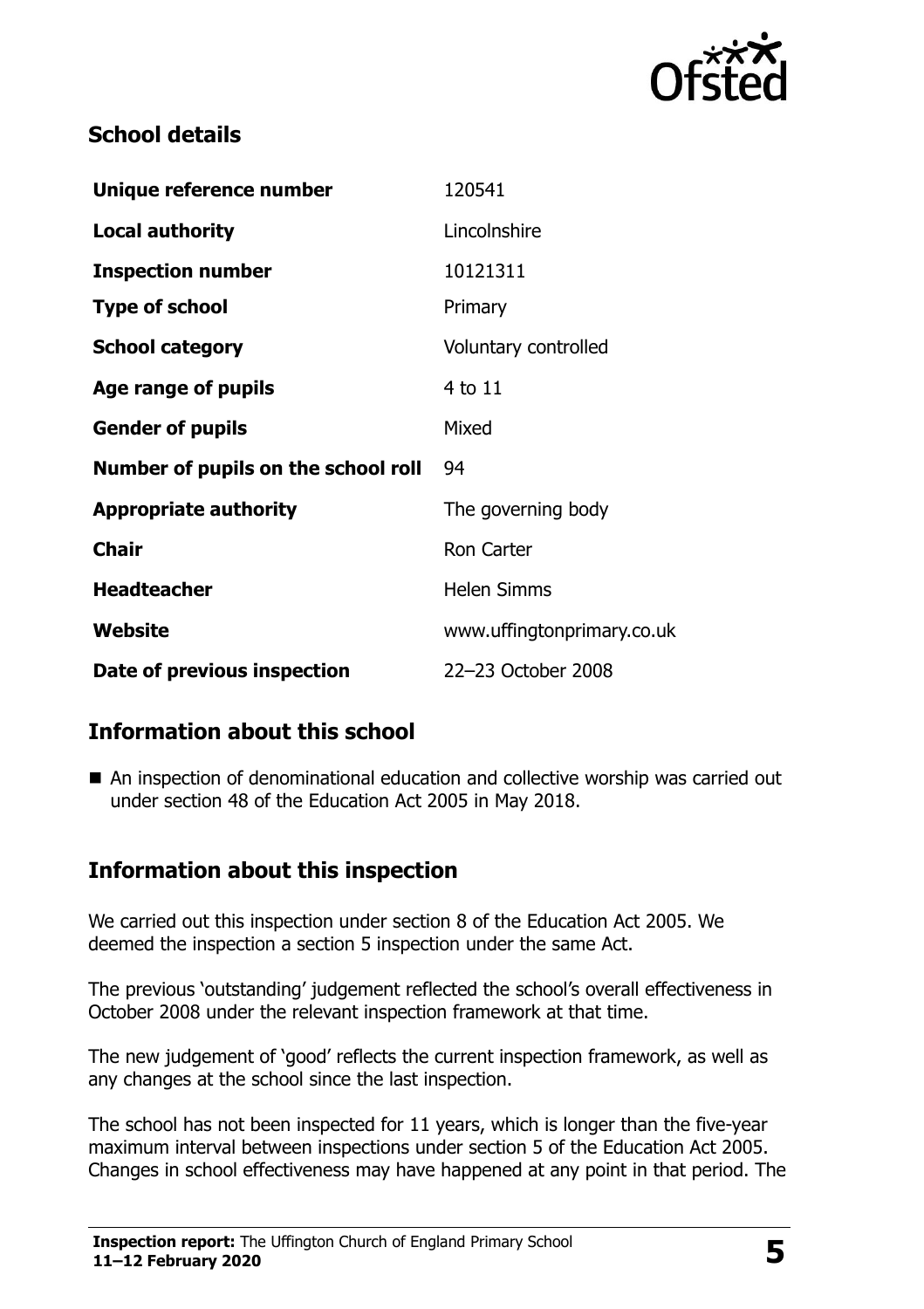## School details

| Unique reference number | 120541 |
| --- | --- |
| Local authority | Lincolnshire |
| Inspection number | 10121311 |
| Type of school | Primary |
| School category | Voluntary controlled |
| Age range of pupils | 4 to 11 |
| Gender of pupils | Mixed |
| Number of pupils on the school roll | 94 |
| Appropriate authority | The governing body |
| Chair | Ron Carter |
| Headteacher | Helen Simms |
| Website | www.uffingtonprimary.co.uk |
| Date of previous inspection | 22–23 October 2008 |

## Information about this school

- An inspection of denominational education and collective worship was carried out under section 48 of the Education Act 2005 in May 2018.

## Information about this inspection

We carried out this inspection under section 8 of the Education Act 2005. We deemed the inspection a section 5 inspection under the same Act.

The previous 'outstanding' judgement reflected the school's overall effectiveness in October 2008 under the relevant inspection framework at that time.

The new judgement of 'good' reflects the current inspection framework, as well as any changes at the school since the last inspection.

The school has not been inspected for 11 years, which is longer than the five-year maximum interval between inspections under section 5 of the Education Act 2005. Changes in school effectiveness may have happened at any point in that period. The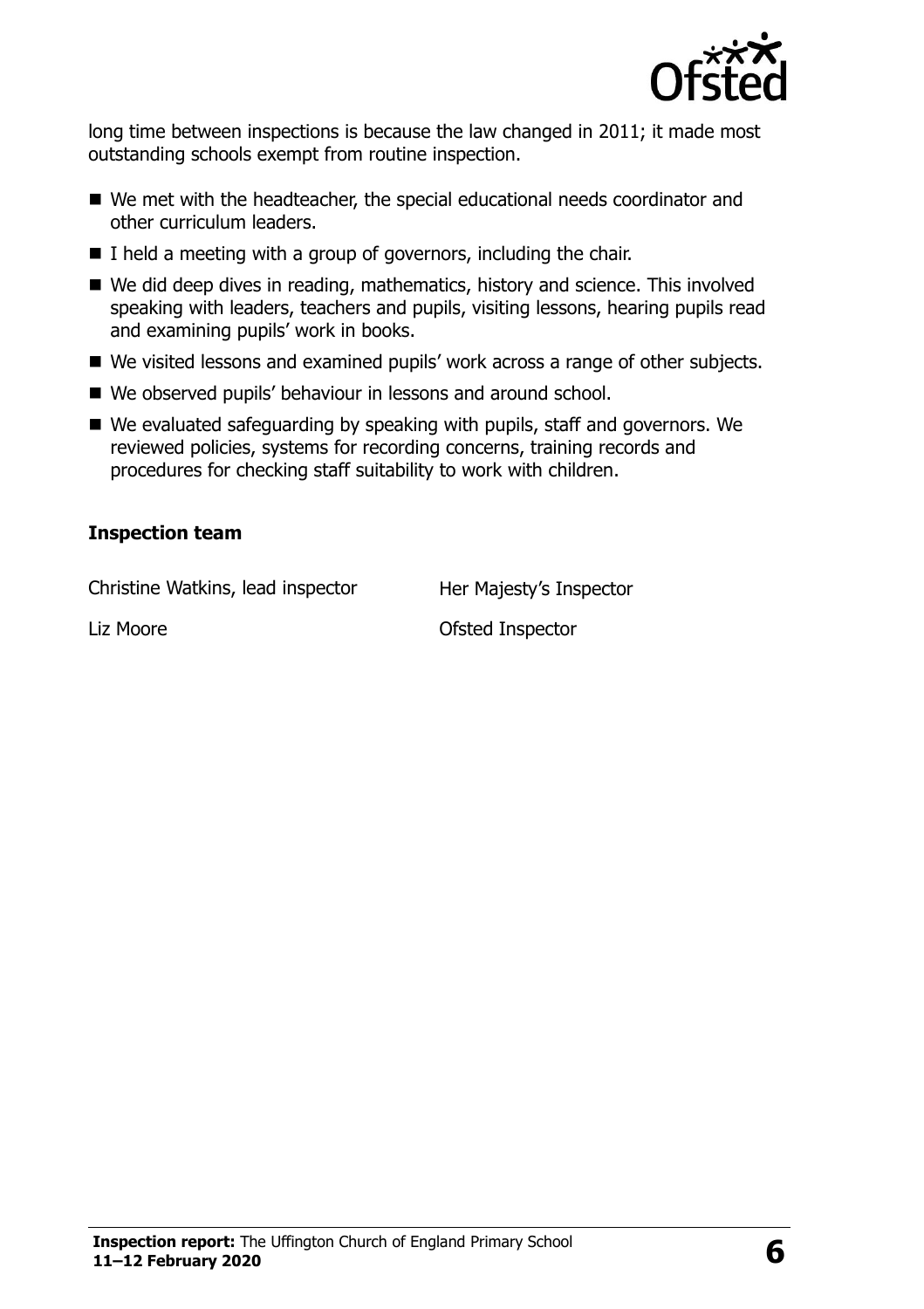long time between inspections is because the law changed in 2011; it made most outstanding schools exempt from routine inspection.

- We met with the headteacher, the special educational needs coordinator and other curriculum leaders.
- I held a meeting with a group of governors, including the chair.
- We did deep dives in reading, mathematics, history and science. This involved speaking with leaders, teachers and pupils, visiting lessons, hearing pupils read and examining pupils' work in books.
- We visited lessons and examined pupils' work across a range of other subjects.
- We observed pupils' behaviour in lessons and around school.
- We evaluated safeguarding by speaking with pupils, staff and governors. We reviewed policies, systems for recording concerns, training records and procedures for checking staff suitability to work with children.

**Inspection team**

| | |
|---|---|
| Christine Watkins, lead inspector | Her Majesty's Inspector |
| Liz Moore | Ofsted Inspector |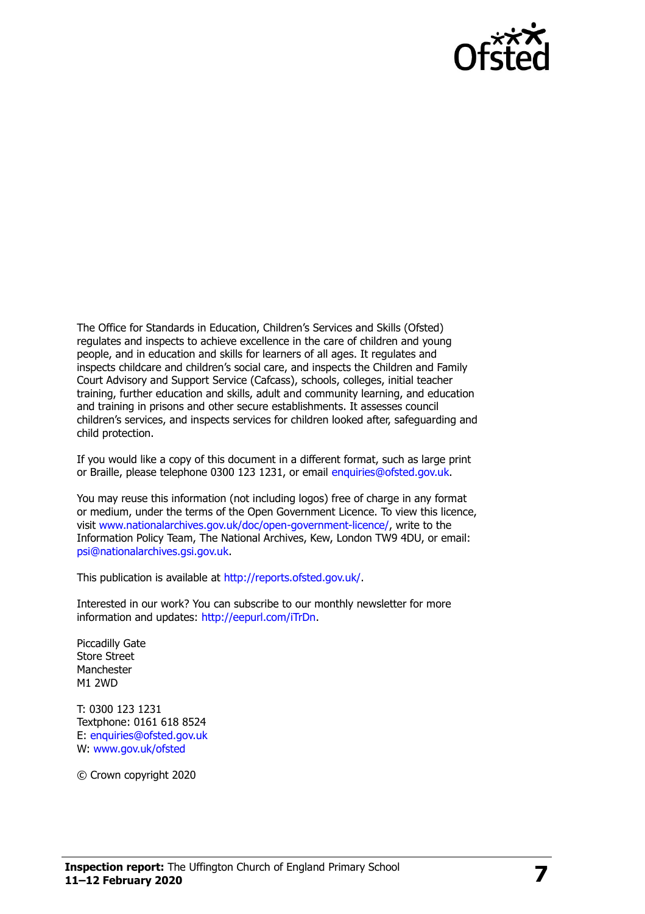The Office for Standards in Education, Children's Services and Skills (Ofsted) regulates and inspects to achieve excellence in the care of children and young people, and in education and skills for learners of all ages. It regulates and inspects childcare and children's social care, and inspects the Children and Family Court Advisory and Support Service (Cafcass), schools, colleges, initial teacher training, further education and skills, adult and community learning, and education and training in prisons and other secure establishments. It assesses council children's services, and inspects services for children looked after, safeguarding and child protection.

If you would like a copy of this document in a different format, such as large print or Braille, please telephone 0300 123 1231, or email enquiries@ofsted.gov.uk.

You may reuse this information (not including logos) free of charge in any format or medium, under the terms of the Open Government Licence. To view this licence, visit www.nationalarchives.gov.uk/doc/open-government-licence/, write to the Information Policy Team, The National Archives, Kew, London TW9 4DU, or email: psi@nationalarchives.gsi.gov.uk.

This publication is available at http://reports.ofsted.gov.uk/.

Interested in our work? You can subscribe to our monthly newsletter for more information and updates: http://eepurl.com/iTrDn.

Piccadilly Gate
Store Street
Manchester
M1 2WD

T: 0300 123 1231
Textphone: 0161 618 8524
E: enquiries@ofsted.gov.uk
W: www.gov.uk/ofsted

© Crown copyright 2020